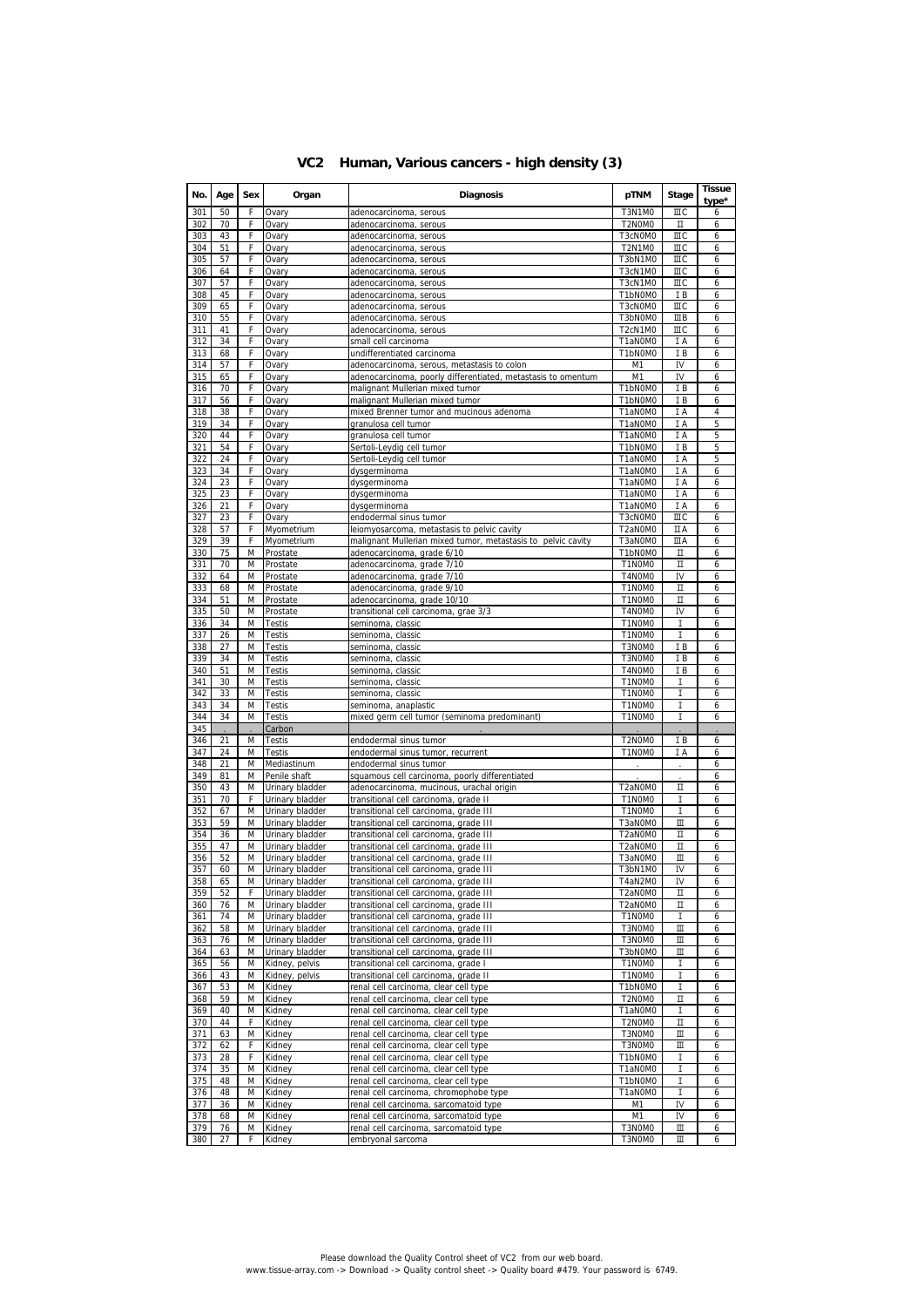# VC2 Human, Various cancers - high density (3)

| No. | Age | Sex | Organ | Diagnosis | pTNM | Stage | Tissue type* |
|---|---|---|---|---|---|---|---|
| 301 | 50 | F | Ovary | adenocarcinoma, serous | T3N1M0 | ⅢC | 6 |
| 302 | 70 | F | Ovary | adenocarcinoma, serous | T2N0M0 | Ⅱ | 6 |
| 303 | 43 | F | Ovary | adenocarcinoma, serous | T3cN0M0 | ⅢC | 6 |
| 304 | 51 | F | Ovary | adenocarcinoma, serous | T2N1M0 | ⅢC | 6 |
| 305 | 57 | F | Ovary | adenocarcinoma, serous | T3bN1M0 | ⅢC | 6 |
| 306 | 64 | F | Ovary | adenocarcinoma, serous | T3cN1M0 | ⅢC | 6 |
| 307 | 57 | F | Ovary | adenocarcinoma, serous | T3cN1M0 | ⅢC | 6 |
| 308 | 45 | F | Ovary | adenocarcinoma, serous | T1bN0M0 | I B | 6 |
| 309 | 65 | F | Ovary | adenocarcinoma, serous | T3cN0M0 | ⅢC | 6 |
| 310 | 55 | F | Ovary | adenocarcinoma, serous | T3bN0M0 | ⅢB | 6 |
| 311 | 41 | F | Ovary | adenocarcinoma, serous | T2cN1M0 | ⅢC | 6 |
| 312 | 34 | F | Ovary | small cell carcinoma | T1aN0M0 | I A | 6 |
| 313 | 68 | F | Ovary | undifferentiated carcinoma | T1bN0M0 | I B | 6 |
| 314 | 57 | F | Ovary | adenocarcinoma, serous, metastasis to colon | M1 | IV | 6 |
| 315 | 65 | F | Ovary | adenocarcinoma, poorly differentiated, metastasis to omentum | M1 | IV | 6 |
| 316 | 70 | F | Ovary | malignant Mullerian mixed tumor | T1bN0M0 | I B | 6 |
| 317 | 56 | F | Ovary | malignant Mullerian mixed tumor | T1bN0M0 | I B | 6 |
| 318 | 38 | F | Ovary | mixed Brenner tumor and mucinous adenoma | T1aN0M0 | I A | 4 |
| 319 | 34 | F | Ovary | granulosa cell tumor | T1aN0M0 | I A | 5 |
| 320 | 44 | F | Ovary | granulosa cell tumor | T1aN0M0 | I A | 5 |
| 321 | 54 | F | Ovary | Sertoli-Leydig cell tumor | T1bN0M0 | I B | 5 |
| 322 | 24 | F | Ovary | Sertoli-Leydig cell tumor | T1aN0M0 | I A | 5 |
| 323 | 34 | F | Ovary | dysgerminoma | T1aN0M0 | I A | 6 |
| 324 | 23 | F | Ovary | dysgerminoma | T1aN0M0 | I A | 6 |
| 325 | 23 | F | Ovary | dysgerminoma | T1aN0M0 | I A | 6 |
| 326 | 21 | F | Ovary | dysgerminoma | T1aN0M0 | I A | 6 |
| 327 | 23 | F | Ovary | endodermal sinus tumor | T3cN0M0 | ⅢC | 6 |
| 328 | 57 | F | Myometrium | leiomyosarcoma, metastasis to pelvic cavity | T2aN0M0 | ⅡA | 6 |
| 329 | 39 | F | Myometrium | malignant Mullerian mixed tumor, metastasis to pelvic cavity | T3aN0M0 | ⅢA | 6 |
| 330 | 75 | M | Prostate | adenocarcinoma, grade 6/10 | T1bN0M0 | Ⅱ | 6 |
| 331 | 70 | M | Prostate | adenocarcinoma, grade 7/10 | T1N0M0 | Ⅱ | 6 |
| 332 | 64 | M | Prostate | adenocarcinoma, grade 7/10 | T4N0M0 | IV | 6 |
| 333 | 68 | M | Prostate | adenocarcinoma, grade 9/10 | T1N0M0 | Ⅱ | 6 |
| 334 | 51 | M | Prostate | adenocarcinoma, grade 10/10 | T1N0M0 | Ⅱ | 6 |
| 335 | 50 | M | Prostate | transitional cell carcinoma, grae 3/3 | T4N0M0 | IV | 6 |
| 336 | 34 | M | Testis | seminoma, classic | T1N0M0 | I | 6 |
| 337 | 26 | M | Testis | seminoma, classic | T1N0M0 | I | 6 |
| 338 | 27 | M | Testis | seminoma, classic | T3N0M0 | I B | 6 |
| 339 | 34 | M | Testis | seminoma, classic | T3N0M0 | I B | 6 |
| 340 | 51 | M | Testis | seminoma, classic | T4N0M0 | I B | 6 |
| 341 | 30 | M | Testis | seminoma, classic | T1N0M0 | I | 6 |
| 342 | 33 | M | Testis | seminoma, classic | T1N0M0 | I | 6 |
| 343 | 34 | M | Testis | seminoma, anaplastic | T1N0M0 | I | 6 |
| 344 | 34 | M | Testis | mixed germ cell tumor (seminoma predominant) | T1N0M0 | I | 6 |
| 345 | . | . | Carbon | . | . | . | . |
| 346 | 21 | M | Testis | endodermal sinus tumor | T2N0M0 | I B | 6 |
| 347 | 24 | M | Testis | endodermal sinus tumor, recurrent | T1N0M0 | I A | 6 |
| 348 | 21 | M | Mediastinum | endodermal sinus tumor | . | . | 6 |
| 349 | 81 | M | Penile shaft | squamous cell carcinoma, poorly differentiated | . | . | 6 |
| 350 | 43 | M | Urinary bladder | adenocarcinoma, mucinous, urachal origin | T2aN0M0 | Ⅱ | 6 |
| 351 | 70 | F | Urinary bladder | transitional cell carcinoma, grade II | T1N0M0 | I | 6 |
| 352 | 67 | M | Urinary bladder | transitional cell carcinoma, grade III | T1N0M0 | I | 6 |
| 353 | 59 | M | Urinary bladder | transitional cell carcinoma, grade III | T3aN0M0 | Ⅲ | 6 |
| 354 | 36 | M | Urinary bladder | transitional cell carcinoma, grade III | T2aN0M0 | Ⅱ | 6 |
| 355 | 47 | M | Urinary bladder | transitional cell carcinoma, grade III | T2aN0M0 | Ⅱ | 6 |
| 356 | 52 | M | Urinary bladder | transitional cell carcinoma, grade III | T3aN0M0 | Ⅲ | 6 |
| 357 | 60 | M | Urinary bladder | transitional cell carcinoma, grade III | T3bN1M0 | IV | 6 |
| 358 | 65 | M | Urinary bladder | transitional cell carcinoma, grade III | T4aN2M0 | IV | 6 |
| 359 | 52 | F | Urinary bladder | transitional cell carcinoma, grade III | T2aN0M0 | Ⅱ | 6 |
| 360 | 76 | M | Urinary bladder | transitional cell carcinoma, grade III | T2aN0M0 | Ⅱ | 6 |
| 361 | 74 | M | Urinary bladder | transitional cell carcinoma, grade III | T1N0M0 | I | 6 |
| 362 | 58 | M | Urinary bladder | transitional cell carcinoma, grade III | T3N0M0 | Ⅲ | 6 |
| 363 | 76 | M | Urinary bladder | transitional cell carcinoma, grade III | T3N0M0 | Ⅲ | 6 |
| 364 | 63 | M | Urinary bladder | transitional cell carcinoma, grade III | T3bN0M0 | Ⅲ | 6 |
| 365 | 56 | M | Kidney, pelvis | transitional cell carcinoma, grade I | T1N0M0 | I | 6 |
| 366 | 43 | M | Kidney, pelvis | transitional cell carcinoma, grade II | T1N0M0 | I | 6 |
| 367 | 53 | M | Kidney | renal cell carcinoma, clear cell type | T1bN0M0 | I | 6 |
| 368 | 59 | M | Kidney | renal cell carcinoma, clear cell type | T2N0M0 | Ⅱ | 6 |
| 369 | 40 | M | Kidney | renal cell carcinoma, clear cell type | T1aN0M0 | I | 6 |
| 370 | 44 | F | Kidney | renal cell carcinoma, clear cell type | T2N0M0 | Ⅱ | 6 |
| 371 | 63 | M | Kidney | renal cell carcinoma, clear cell type | T3N0M0 | Ⅲ | 6 |
| 372 | 62 | F | Kidney | renal cell carcinoma, clear cell type | T3N0M0 | Ⅲ | 6 |
| 373 | 28 | F | Kidney | renal cell carcinoma, clear cell type | T1bN0M0 | I | 6 |
| 374 | 35 | M | Kidney | renal cell carcinoma, clear cell type | T1aN0M0 | I | 6 |
| 375 | 48 | M | Kidney | renal cell carcinoma, clear cell type | T1bN0M0 | I | 6 |
| 376 | 48 | M | Kidney | renal cell carcinoma, chromophobe type | T1aN0M0 | I | 6 |
| 377 | 36 | M | Kidney | renal cell carcinoma, sarcomatoid type | M1 | IV | 6 |
| 378 | 68 | M | Kidney | renal cell carcinoma, sarcomatoid type | M1 | IV | 6 |
| 379 | 76 | M | Kidney | renal cell carcinoma, sarcomatoid type | T3N0M0 | Ⅲ | 6 |
| 380 | 27 | F | Kidney | embryonal sarcoma | T3N0M0 | Ⅲ | 6 |

Please download the Quality Control sheet of VC2 from our web board.
www.tissue-array.com -> Download -> Quality control sheet -> Quality board #479. Your password is 6749.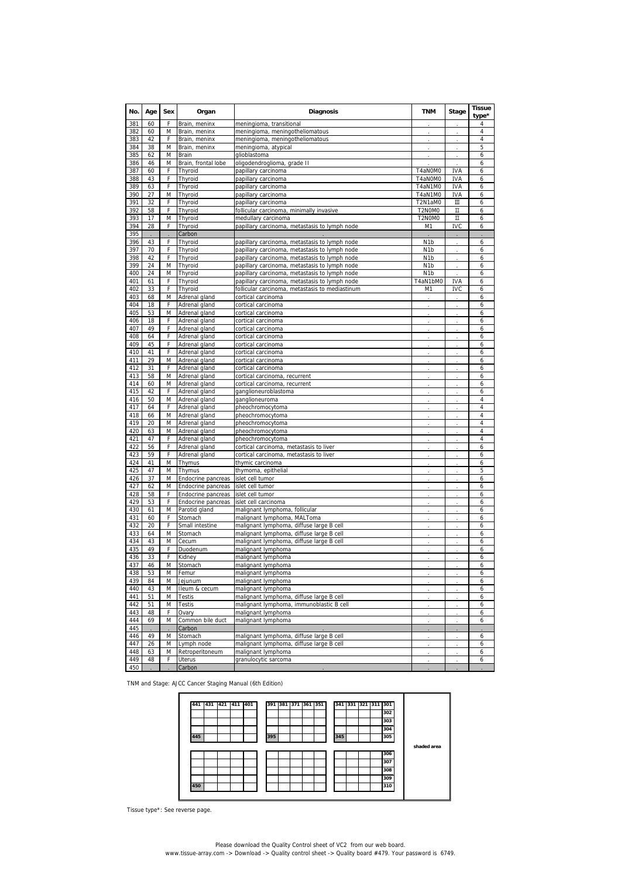| No. | Age | Sex | Organ | Diagnosis | TNM | Stage | Tissue type* |
|---|---|---|---|---|---|---|---|
| 381 | 60 | F | Brain, meninx | meningioma, transitional | . | . | 4 |
| 382 | 60 | M | Brain, meninx | meningioma, meningotheliomatous | . | . | 4 |
| 383 | 42 | F | Brain, meninx | meningioma, meningotheliomatous | . | . | 4 |
| 384 | 38 | M | Brain, meninx | meningioma, atypical | . | . | 5 |
| 385 | 62 | M | Brain | glioblastoma | . | . | 6 |
| 386 | 46 | M | Brain, frontal lobe | oligodendroglioma, grade II | . | . | 6 |
| 387 | 60 | F | Thyroid | papillary carcinoma | T4aN0M0 | IVA | 6 |
| 388 | 43 | F | Thyroid | papillary carcinoma | T4aN0M0 | IVA | 6 |
| 389 | 63 | F | Thyroid | papillary carcinoma | T4aN1M0 | IVA | 6 |
| 390 | 27 | M | Thyroid | papillary carcinoma | T4aN1M0 | IVA | 6 |
| 391 | 32 | F | Thyroid | papillary carcinoma | T2N1aM0 | III | 6 |
| 392 | 58 | F | Thyroid | follicular carcinoma, minimally invasive | T2N0M0 | II | 6 |
| 393 | 17 | M | Thyroid | medullary carcinoma | T2N0M0 | II | 6 |
| 394 | 28 | F | Thyroid | papillary carcinoma, metastasis to lymph node | M1 | IVC | 6 |
| 395 | . | . | Carbon | . | . | . | . |
| 396 | 43 | F | Thyroid | papillary carcinoma, metastasis to lymph node | N1b | . | 6 |
| 397 | 70 | F | Thyroid | papillary carcinoma, metastasis to lymph node | N1b | . | 6 |
| 398 | 42 | F | Thyroid | papillary carcinoma, metastasis to lymph node | N1b | . | 6 |
| 399 | 24 | M | Thyroid | papillary carcinoma, metastasis to lymph node | N1b | . | 6 |
| 400 | 24 | M | Thyroid | papillary carcinoma, metastasis to lymph node | N1b | . | 6 |
| 401 | 61 | F | Thyroid | papillary carcinoma, metastasis to lymph node | T4aN1bM0 | IVA | 6 |
| 402 | 33 | F | Thyroid | follicular carcinoma, metastasis to mediastinum | M1 | IVC | 6 |
| 403 | 68 | M | Adrenal gland | cortical carcinoma | . | . | 6 |
| 404 | 18 | F | Adrenal gland | cortical carcinoma | . | . | 6 |
| 405 | 53 | M | Adrenal gland | cortical carcinoma | . | . | 6 |
| 406 | 18 | F | Adrenal gland | cortical carcinoma | . | . | 6 |
| 407 | 49 | F | Adrenal gland | cortical carcinoma | . | . | 6 |
| 408 | 64 | F | Adrenal gland | cortical carcinoma | . | . | 6 |
| 409 | 45 | F | Adrenal gland | cortical carcinoma | . | . | 6 |
| 410 | 41 | F | Adrenal gland | cortical carcinoma | . | . | 6 |
| 411 | 29 | M | Adrenal gland | cortical carcinoma | . | . | 6 |
| 412 | 31 | F | Adrenal gland | cortical carcinoma | . | . | 6 |
| 413 | 58 | M | Adrenal gland | cortical carcinoma, recurrent | . | . | 6 |
| 414 | 60 | M | Adrenal gland | cortical carcinoma, recurrent | . | . | 6 |
| 415 | 42 | F | Adrenal gland | ganglioneuroblastoma | . | . | 6 |
| 416 | 50 | M | Adrenal gland | ganglioneuroma | . | . | 4 |
| 417 | 64 | F | Adrenal gland | pheochromocytoma | . | . | 4 |
| 418 | 66 | M | Adrenal gland | pheochromocytoma | . | . | 4 |
| 419 | 20 | M | Adrenal gland | pheochromocytoma | . | . | 4 |
| 420 | 63 | M | Adrenal gland | pheochromocytoma | . | . | 4 |
| 421 | 47 | F | Adrenal gland | pheochromocytoma | . | . | 4 |
| 422 | 56 | F | Adrenal gland | cortical carcinoma, metastasis to liver | . | . | 6 |
| 423 | 59 | F | Adrenal gland | cortical carcinoma, metastasis to liver | . | . | 6 |
| 424 | 41 | M | Thymus | thymic carcinoma | . | . | 6 |
| 425 | 47 | M | Thymus | thymoma, epithelial | . | . | 5 |
| 426 | 37 | M | Endocrine pancreas | islet cell tumor | . | . | 6 |
| 427 | 62 | M | Endocrine pancreas | islet cell tumor | . | . | 6 |
| 428 | 58 | F | Endocrine pancreas | islet cell tumor | . | . | 6 |
| 429 | 53 | F | Endocrine pancreas | islet cell carcinoma | . | . | 6 |
| 430 | 61 | M | Parotid gland | malignant lymphoma, follicular | . | . | 6 |
| 431 | 60 | F | Stomach | malignant lymphoma, MALToma | . | . | 6 |
| 432 | 20 | F | Small intestine | malignant lymphoma, diffuse large B cell | . | . | 6 |
| 433 | 64 | M | Stomach | malignant lymphoma, diffuse large B cell | . | . | 6 |
| 434 | 43 | M | Cecum | malignant lymphoma, diffuse large B cell | . | . | 6 |
| 435 | 49 | F | Duodenum | malignant lymphoma | . | . | 6 |
| 436 | 33 | F | Kidney | malignant lymphoma | . | . | 6 |
| 437 | 46 | M | Stomach | malignant lymphoma | . | . | 6 |
| 438 | 53 | M | Femur | malignant lymphoma | . | . | 6 |
| 439 | 84 | M | Jejunum | malignant lymphoma | . | . | 6 |
| 440 | 43 | M | Ileum & cecum | malignant lymphoma | . | . | 6 |
| 441 | 51 | M | Testis | malignant lymphoma, diffuse large B cell | . | . | 6 |
| 442 | 51 | M | Testis | malignant lymphoma, immunoblastic B cell | . | . | 6 |
| 443 | 48 | F | Ovary | malignant lymphoma | . | . | 6 |
| 444 | 69 | M | Common bile duct | malignant lymphoma | . | . | 6 |
| 445 | . | . | Carbon | . | . | . | . |
| 446 | 49 | M | Stomach | malignant lymphoma, diffuse large B cell | . | . | 6 |
| 447 | 26 | M | Lymph node | malignant lymphoma, diffuse large B cell | . | . | 6 |
| 448 | 63 | M | Retroperitoneum | malignant lymphoma | . | . | 6 |
| 449 | 48 | F | Uterus | granulocytic sarcoma | . | . | 6 |
| 450 | . | . | Carbon | . | . | . | . |

TNM and Stage: AJCC Cancer Staging Manual (6th Edition)

441 431 421 411 401
391 381 371 361 351
341 331 321 311 301
302
303
304
445
395
345
305
shaded area
306
307
308
309
450
310

Tissue type*: See reverse page.

Please download the Quality Control sheet of VC2 from our web board.
www.tissue-array.com -> Download -> Quality control sheet -> Quality board #479. Your password is 6749.